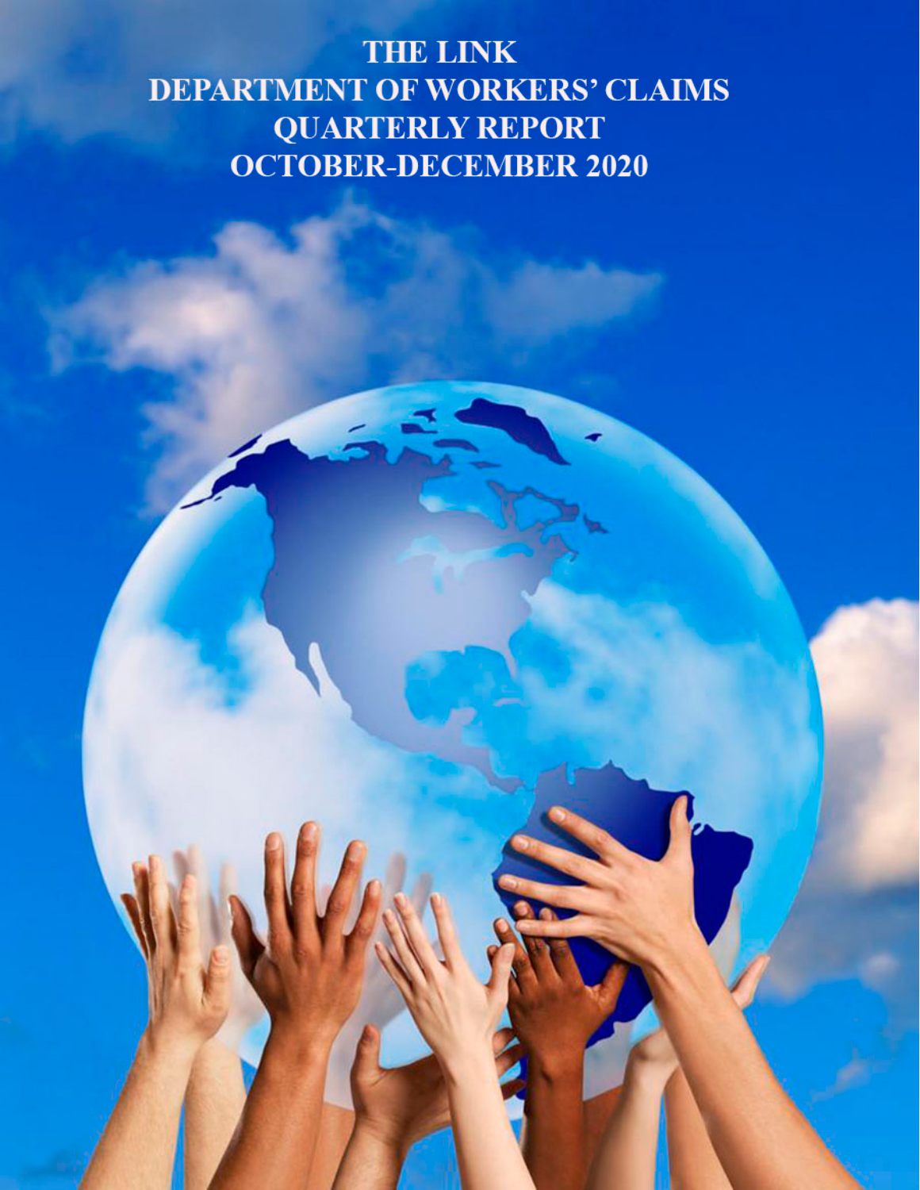# THE LINK
# DEPARTMENT OF WORKERS' CLAIMS
# QUARTERLY REPORT
# OCTOBER-DECEMBER 2020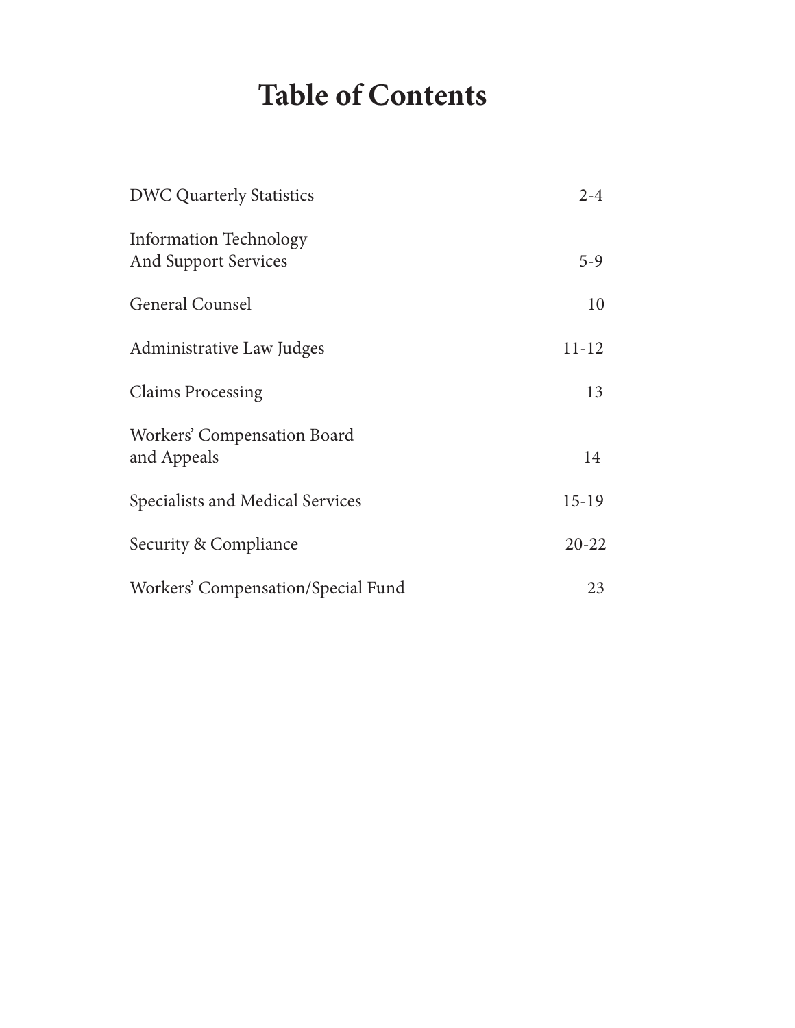# Table of Contents

| | |
|---|---|
| DWC Quarterly Statistics | 2-4 |
| Information Technology And Support Services | 5-9 |
| General Counsel | 10 |
| Administrative Law Judges | 11-12 |
| Claims Processing | 13 |
| Workers' Compensation Board and Appeals | 14 |
| Specialists and Medical Services | 15-19 |
| Security & Compliance | 20-22 |
| Workers' Compensation/Special Fund | 23 |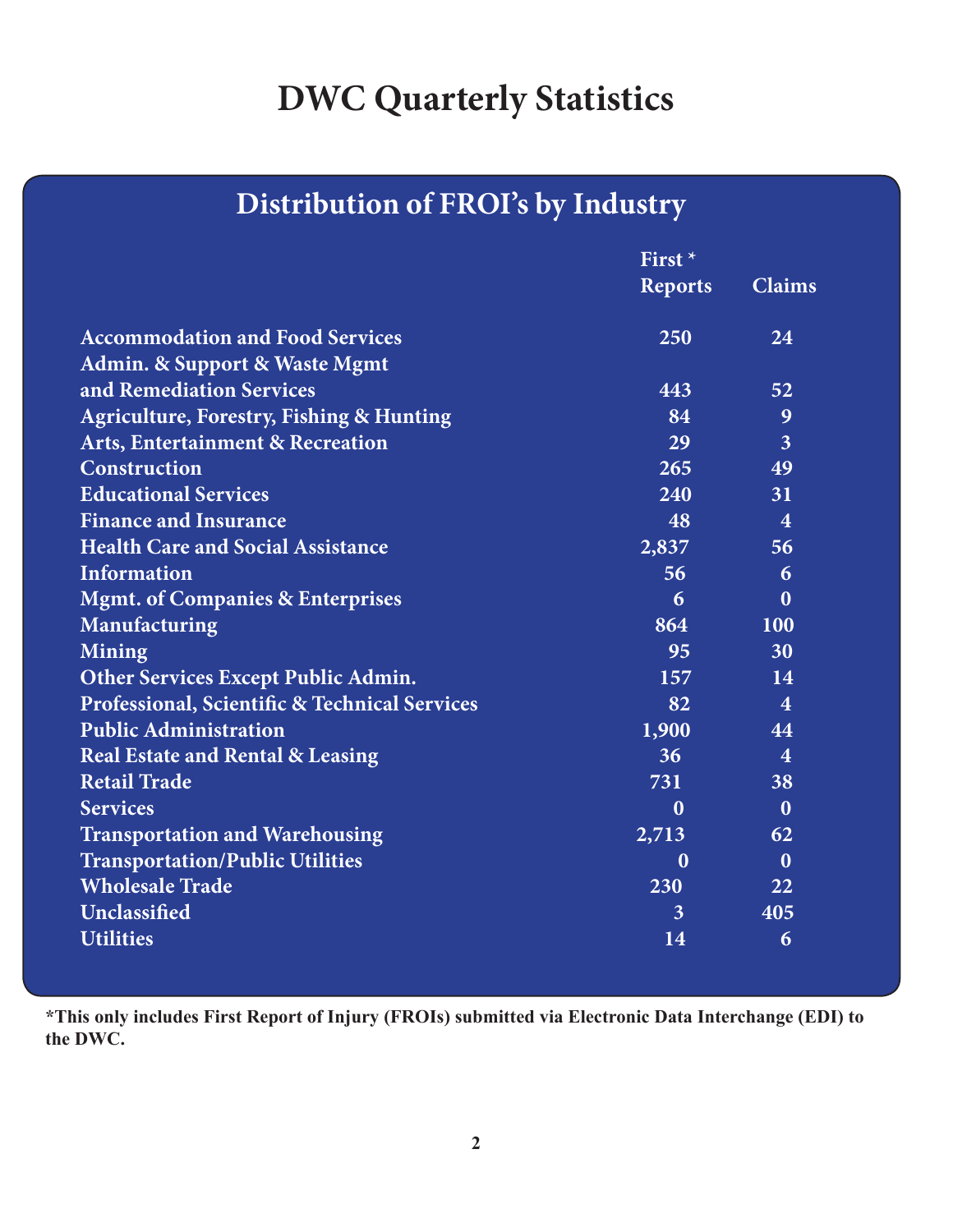# DWC Quarterly Statistics

## Distribution of FROI's by Industry

| | First * Reports | Claims |
|---|---|---|
| Accommodation and Food Services | 250 | 24 |
| Admin. & Support & Waste Mgmt and Remediation Services | 443 | 52 |
| Agriculture, Forestry, Fishing & Hunting | 84 | 9 |
| Arts, Entertainment & Recreation | 29 | 3 |
| Construction | 265 | 49 |
| Educational Services | 240 | 31 |
| Finance and Insurance | 48 | 4 |
| Health Care and Social Assistance | 2,837 | 56 |
| Information | 56 | 6 |
| Mgmt. of Companies & Enterprises | 6 | 0 |
| Manufacturing | 864 | 100 |
| Mining | 95 | 30 |
| Other Services Except Public Admin. | 157 | 14 |
| Professional, Scientific & Technical Services | 82 | 4 |
| Public Administration | 1,900 | 44 |
| Real Estate and Rental & Leasing | 36 | 4 |
| Retail Trade | 731 | 38 |
| Services | 0 | 0 |
| Transportation and Warehousing | 2,713 | 62 |
| Transportation/Public Utilities | 0 | 0 |
| Wholesale Trade | 230 | 22 |
| Unclassified | 3 | 405 |
| Utilities | 14 | 6 |

**\*This only includes First Report of Injury (FROIs) submitted via Electronic Data Interchange (EDI) to the DWC.**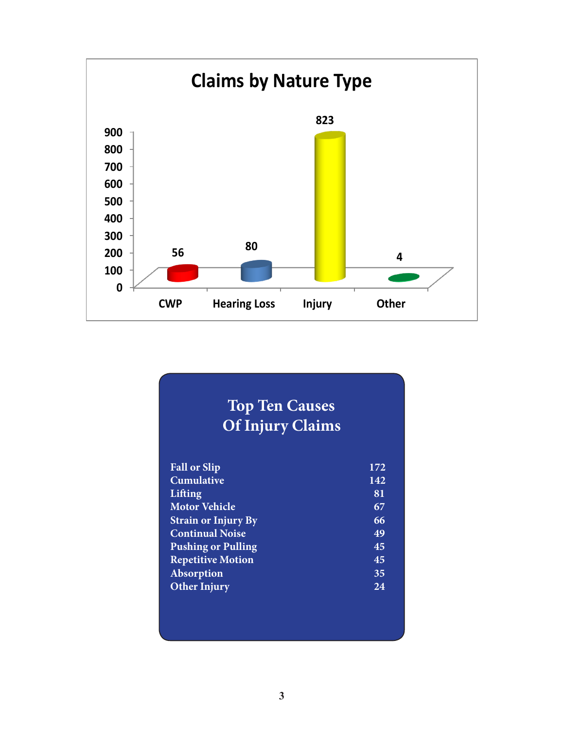## Claims by Nature Type

| Nature Type | Claims |
|---|---|
| CWP | 56 |
| Hearing Loss | 80 |
| Injury | 823 |
| Other | 4 |

## Top Ten Causes Of Injury Claims

| Cause | Claims |
|---|---|
| Fall or Slip | 172 |
| Cumulative | 142 |
| Lifting | 81 |
| Motor Vehicle | 67 |
| Strain or Injury By | 66 |
| Continual Noise | 49 |
| Pushing or Pulling | 45 |
| Repetitive Motion | 45 |
| Absorption | 35 |
| Other Injury | 24 |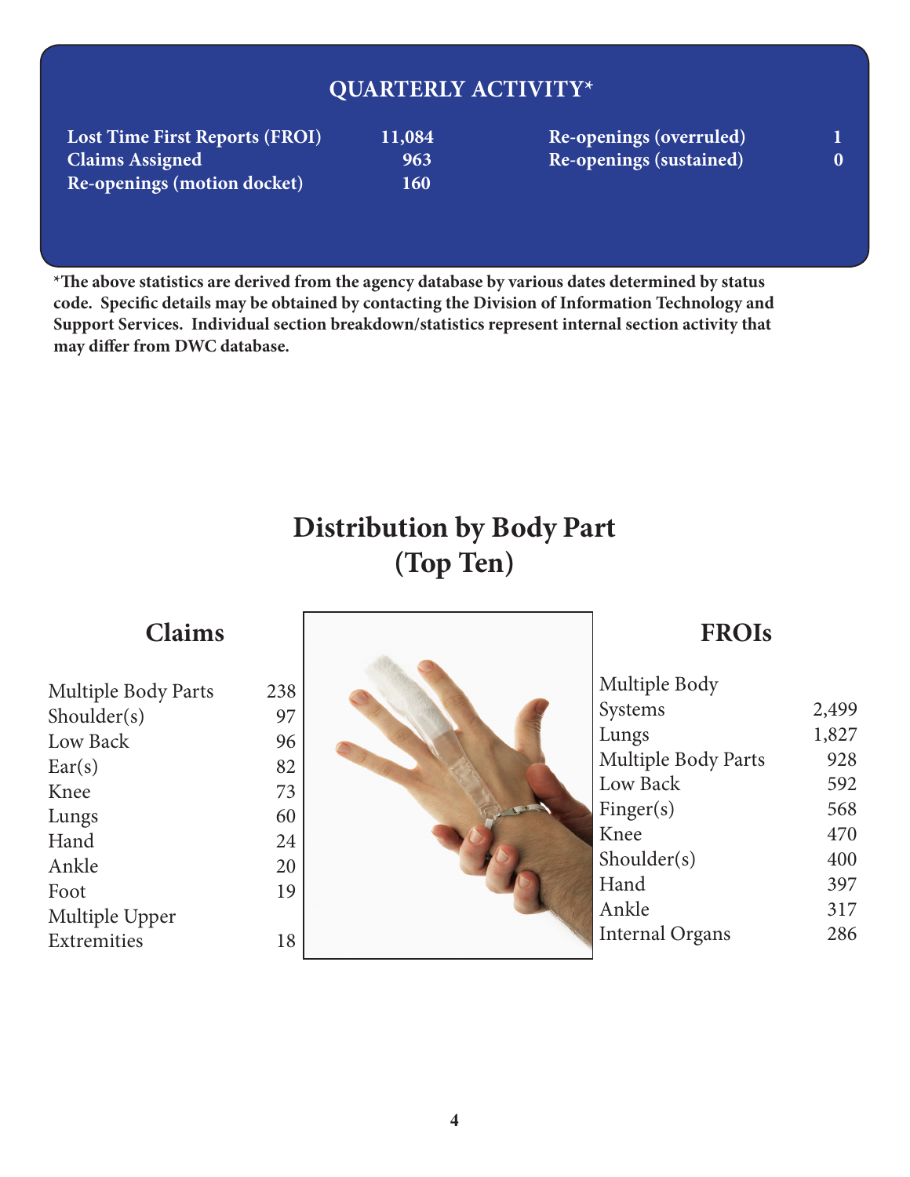## QUARTERLY ACTIVITY*

| | | | |
|---|---|---|---|
| **Lost Time First Reports (FROI)** | **11,084** | **Re-openings (overruled)** | **1** |
| **Claims Assigned** | **963** | **Re-openings (sustained)** | **0** |
| **Re-openings (motion docket)** | **160** | | |

**\*The above statistics are derived from the agency database by various dates determined by status code. Specific details may be obtained by contacting the Division of Information Technology and Support Services. Individual section breakdown/statistics represent internal section activity that may differ from DWC database.**

# Distribution by Body Part (Top Ten)

## Claims

| Body Part | Count |
|---|---|
| Multiple Body Parts | 238 |
| Shoulder(s) | 97 |
| Low Back | 96 |
| Ear(s) | 82 |
| Knee | 73 |
| Lungs | 60 |
| Hand | 24 |
| Ankle | 20 |
| Foot | 19 |
| Multiple Upper Extremities | 18 |

## FROIs

| Body Part | Count |
|---|---|
| Multiple Body Systems | 2,499 |
| Lungs | 1,827 |
| Multiple Body Parts | 928 |
| Low Back | 592 |
| Finger(s) | 568 |
| Knee | 470 |
| Shoulder(s) | 400 |
| Hand | 397 |
| Ankle | 317 |
| Internal Organs | 286 |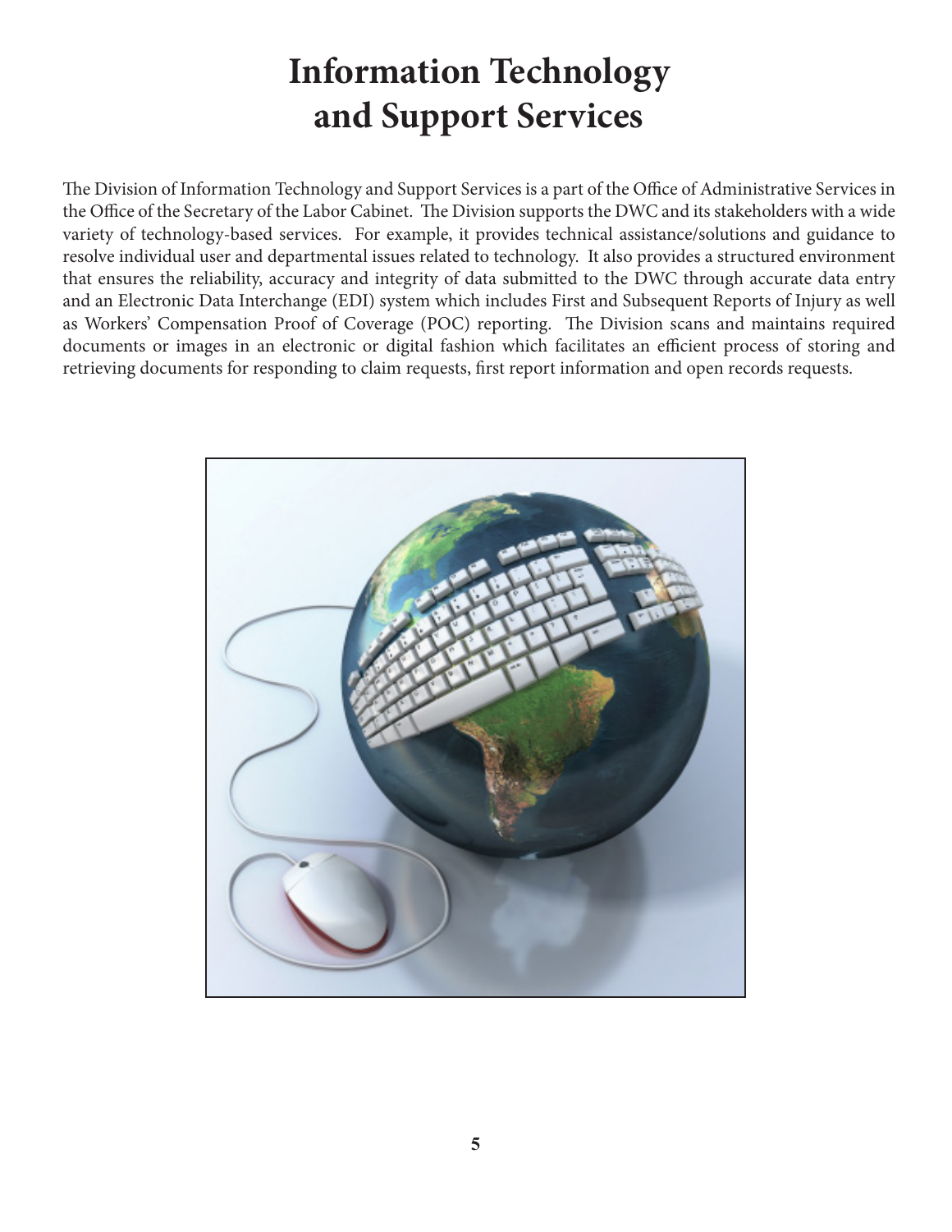# Information Technology and Support Services

The Division of Information Technology and Support Services is a part of the Office of Administrative Services in the Office of the Secretary of the Labor Cabinet. The Division supports the DWC and its stakeholders with a wide variety of technology-based services. For example, it provides technical assistance/solutions and guidance to resolve individual user and departmental issues related to technology. It also provides a structured environment that ensures the reliability, accuracy and integrity of data submitted to the DWC through accurate data entry and an Electronic Data Interchange (EDI) system which includes First and Subsequent Reports of Injury as well as Workers' Compensation Proof of Coverage (POC) reporting. The Division scans and maintains required documents or images in an electronic or digital fashion which facilitates an efficient process of storing and retrieving documents for responding to claim requests, first report information and open records requests.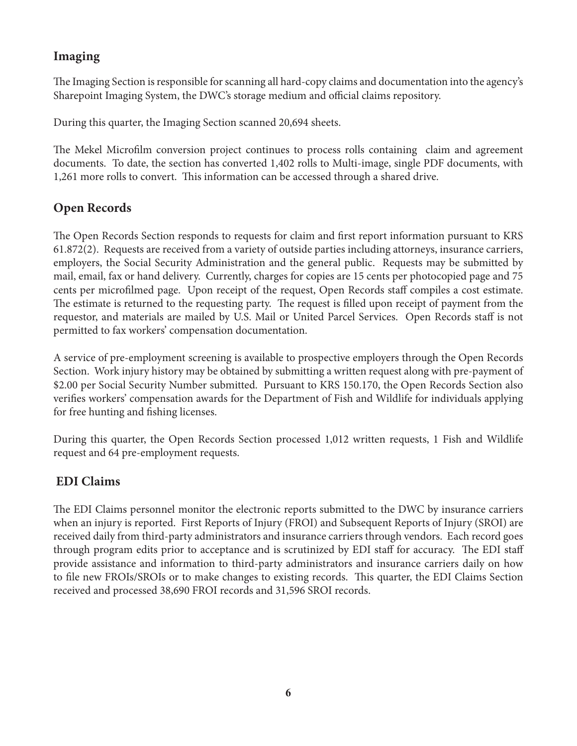## Imaging

The Imaging Section is responsible for scanning all hard-copy claims and documentation into the agency's Sharepoint Imaging System, the DWC's storage medium and official claims repository.

During this quarter, the Imaging Section scanned 20,694 sheets.

The Mekel Microfilm conversion project continues to process rolls containing claim and agreement documents. To date, the section has converted 1,402 rolls to Multi-image, single PDF documents, with 1,261 more rolls to convert. This information can be accessed through a shared drive.

## Open Records

The Open Records Section responds to requests for claim and first report information pursuant to KRS 61.872(2). Requests are received from a variety of outside parties including attorneys, insurance carriers, employers, the Social Security Administration and the general public. Requests may be submitted by mail, email, fax or hand delivery. Currently, charges for copies are 15 cents per photocopied page and 75 cents per microfilmed page. Upon receipt of the request, Open Records staff compiles a cost estimate. The estimate is returned to the requesting party. The request is filled upon receipt of payment from the requestor, and materials are mailed by U.S. Mail or United Parcel Services. Open Records staff is not permitted to fax workers' compensation documentation.

A service of pre-employment screening is available to prospective employers through the Open Records Section. Work injury history may be obtained by submitting a written request along with pre-payment of $2.00 per Social Security Number submitted. Pursuant to KRS 150.170, the Open Records Section also verifies workers' compensation awards for the Department of Fish and Wildlife for individuals applying for free hunting and fishing licenses.

During this quarter, the Open Records Section processed 1,012 written requests, 1 Fish and Wildlife request and 64 pre-employment requests.

## EDI Claims

The EDI Claims personnel monitor the electronic reports submitted to the DWC by insurance carriers when an injury is reported. First Reports of Injury (FROI) and Subsequent Reports of Injury (SROI) are received daily from third-party administrators and insurance carriers through vendors. Each record goes through program edits prior to acceptance and is scrutinized by EDI staff for accuracy. The EDI staff provide assistance and information to third-party administrators and insurance carriers daily on how to file new FROIs/SROIs or to make changes to existing records. This quarter, the EDI Claims Section received and processed 38,690 FROI records and 31,596 SROI records.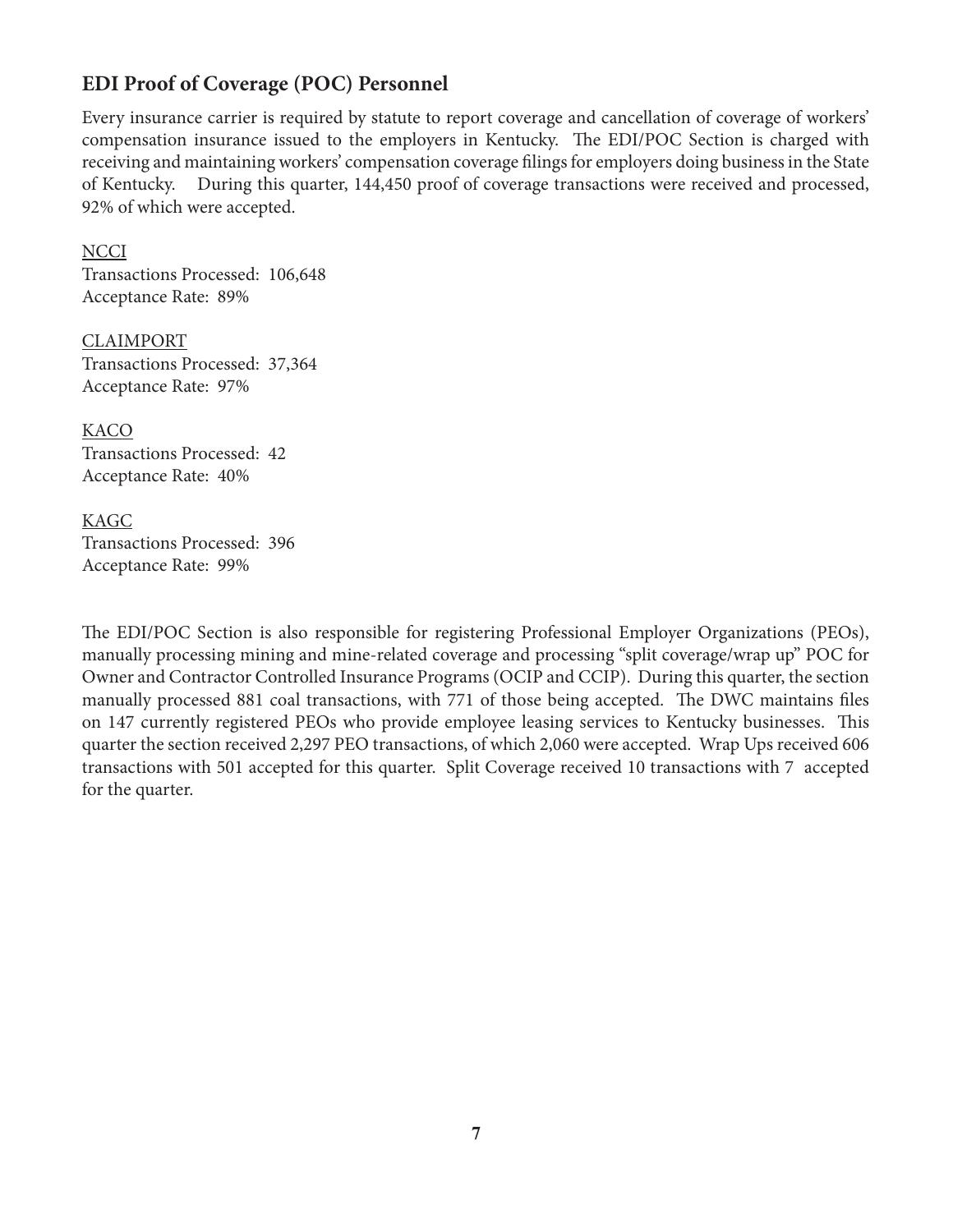## EDI Proof of Coverage (POC) Personnel

Every insurance carrier is required by statute to report coverage and cancellation of coverage of workers' compensation insurance issued to the employers in Kentucky. The EDI/POC Section is charged with receiving and maintaining workers' compensation coverage filings for employers doing business in the State of Kentucky. During this quarter, 144,450 proof of coverage transactions were received and processed, 92% of which were accepted.

NCCI
Transactions Processed: 106,648
Acceptance Rate: 89%

CLAIMPORT
Transactions Processed: 37,364
Acceptance Rate: 97%

KACO
Transactions Processed: 42
Acceptance Rate: 40%

KAGC
Transactions Processed: 396
Acceptance Rate: 99%

The EDI/POC Section is also responsible for registering Professional Employer Organizations (PEOs), manually processing mining and mine-related coverage and processing "split coverage/wrap up" POC for Owner and Contractor Controlled Insurance Programs (OCIP and CCIP). During this quarter, the section manually processed 881 coal transactions, with 771 of those being accepted. The DWC maintains files on 147 currently registered PEOs who provide employee leasing services to Kentucky businesses. This quarter the section received 2,297 PEO transactions, of which 2,060 were accepted. Wrap Ups received 606 transactions with 501 accepted for this quarter. Split Coverage received 10 transactions with 7 accepted for the quarter.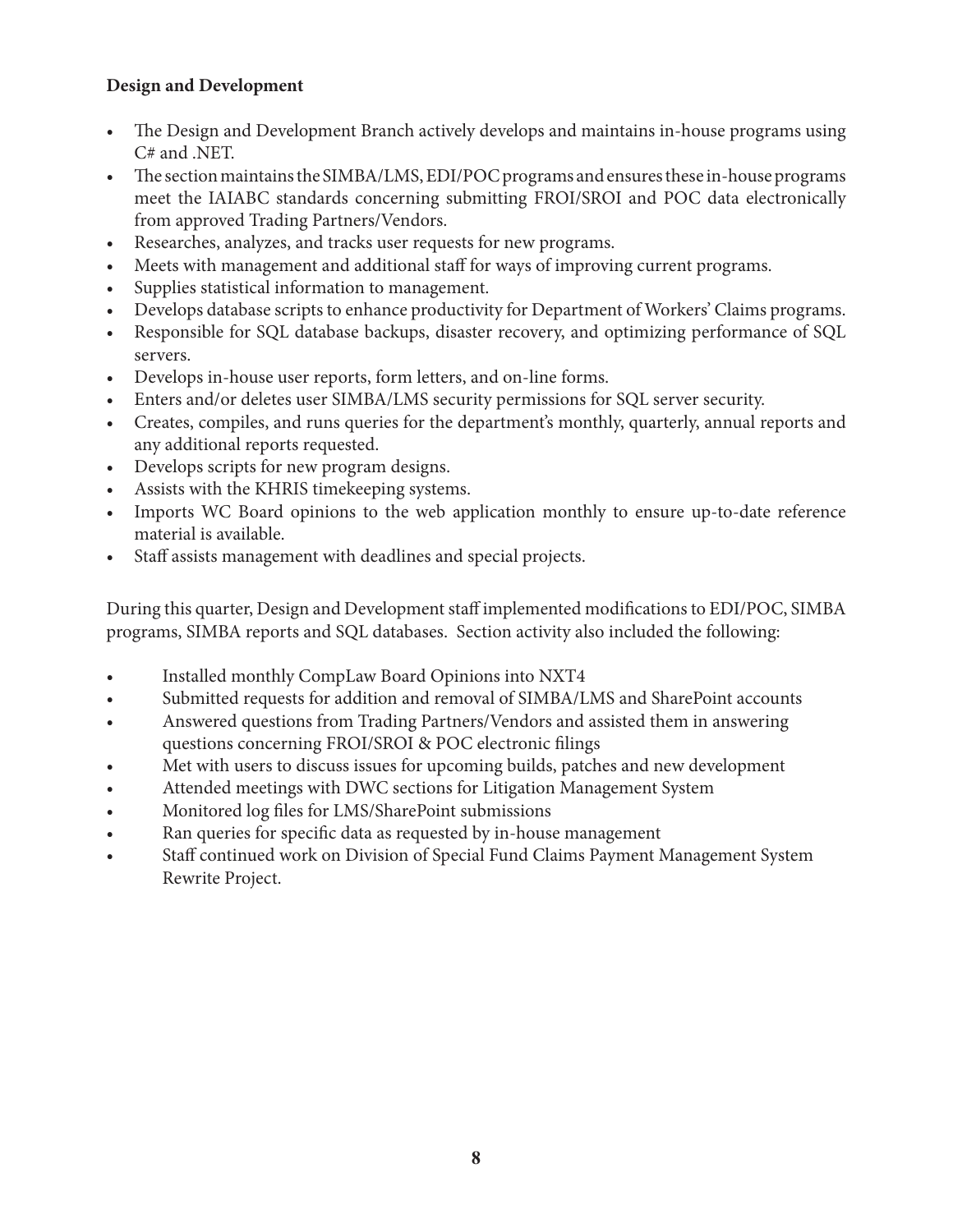**Design and Development**

- The Design and Development Branch actively develops and maintains in-house programs using C# and .NET.
- The section maintains the SIMBA/LMS, EDI/POC programs and ensures these in-house programs meet the IAIABC standards concerning submitting FROI/SROI and POC data electronically from approved Trading Partners/Vendors.
- Researches, analyzes, and tracks user requests for new programs.
- Meets with management and additional staff for ways of improving current programs.
- Supplies statistical information to management.
- Develops database scripts to enhance productivity for Department of Workers' Claims programs.
- Responsible for SQL database backups, disaster recovery, and optimizing performance of SQL servers.
- Develops in-house user reports, form letters, and on-line forms.
- Enters and/or deletes user SIMBA/LMS security permissions for SQL server security.
- Creates, compiles, and runs queries for the department's monthly, quarterly, annual reports and any additional reports requested.
- Develops scripts for new program designs.
- Assists with the KHRIS timekeeping systems.
- Imports WC Board opinions to the web application monthly to ensure up-to-date reference material is available.
- Staff assists management with deadlines and special projects.

During this quarter, Design and Development staff implemented modifications to EDI/POC, SIMBA programs, SIMBA reports and SQL databases. Section activity also included the following:

- Installed monthly CompLaw Board Opinions into NXT4
- Submitted requests for addition and removal of SIMBA/LMS and SharePoint accounts
- Answered questions from Trading Partners/Vendors and assisted them in answering questions concerning FROI/SROI & POC electronic filings
- Met with users to discuss issues for upcoming builds, patches and new development
- Attended meetings with DWC sections for Litigation Management System
- Monitored log files for LMS/SharePoint submissions
- Ran queries for specific data as requested by in-house management
- Staff continued work on Division of Special Fund Claims Payment Management System Rewrite Project.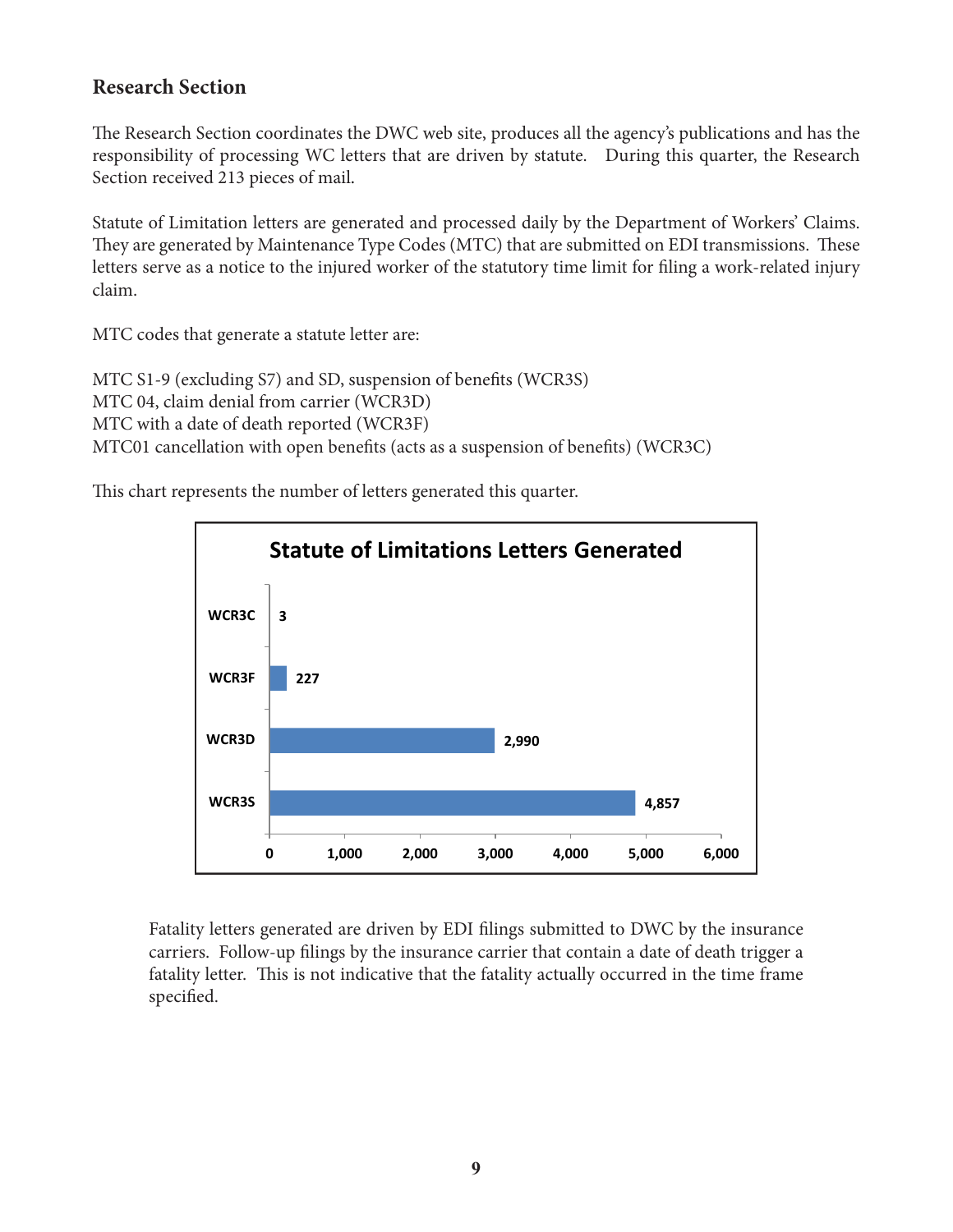## Research Section

The Research Section coordinates the DWC web site, produces all the agency's publications and has the responsibility of processing WC letters that are driven by statute. During this quarter, the Research Section received 213 pieces of mail.

Statute of Limitation letters are generated and processed daily by the Department of Workers' Claims. They are generated by Maintenance Type Codes (MTC) that are submitted on EDI transmissions. These letters serve as a notice to the injured worker of the statutory time limit for filing a work-related injury claim.

MTC codes that generate a statute letter are:

MTC S1-9 (excluding S7) and SD, suspension of benefits (WCR3S)
MTC 04, claim denial from carrier (WCR3D)
MTC with a date of death reported (WCR3F)
MTC01 cancellation with open benefits (acts as a suspension of benefits) (WCR3C)

This chart represents the number of letters generated this quarter.

**Statute of Limitations Letters Generated**

| Letter | Count |
|---|---|
| WCR3C | 3 |
| WCR3F | 227 |
| WCR3D | 2,990 |
| WCR3S | 4,857 |

Fatality letters generated are driven by EDI filings submitted to DWC by the insurance carriers. Follow-up filings by the insurance carrier that contain a date of death trigger a fatality letter. This is not indicative that the fatality actually occurred in the time frame specified.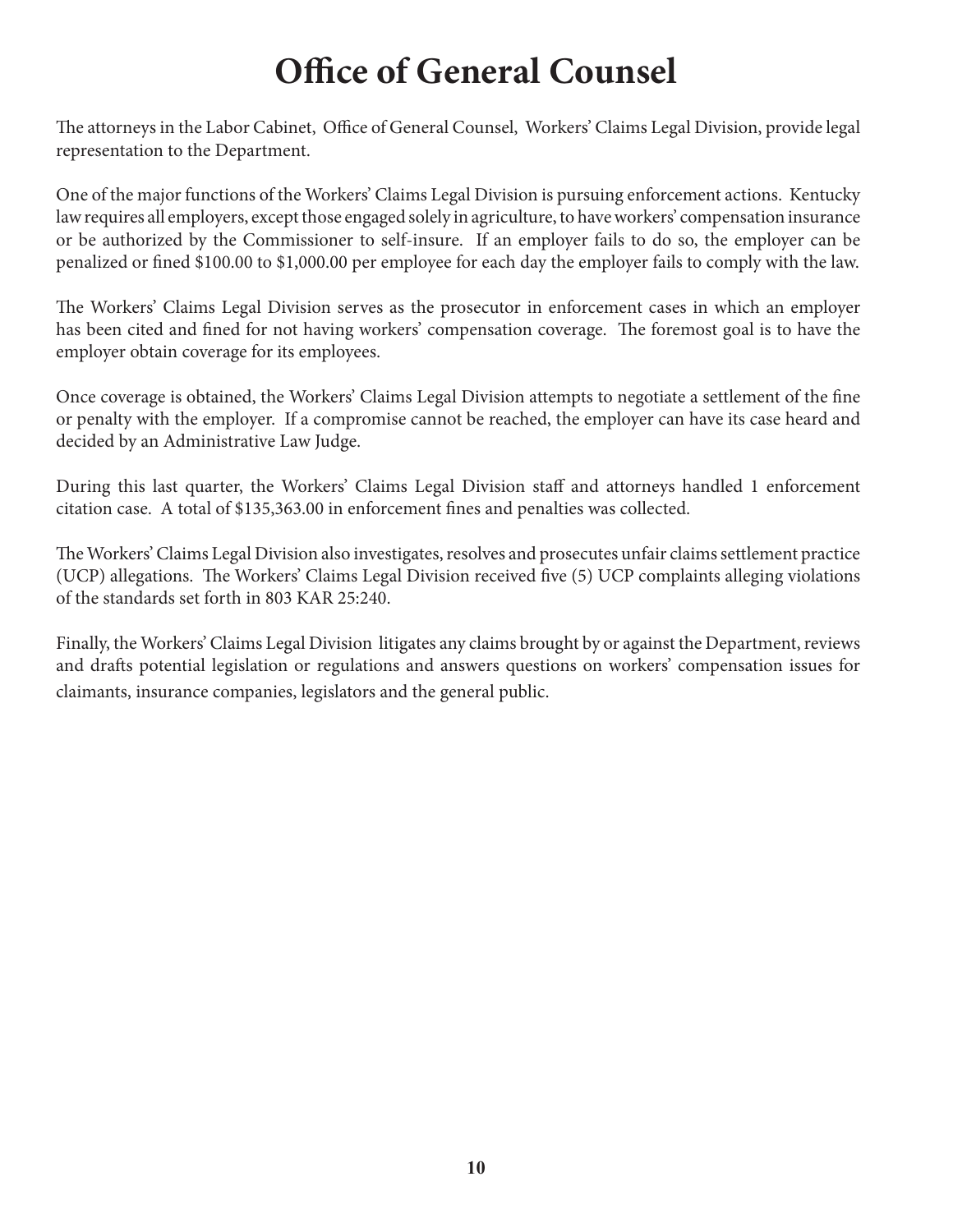# Office of General Counsel

The attorneys in the Labor Cabinet, Office of General Counsel, Workers' Claims Legal Division, provide legal representation to the Department.

One of the major functions of the Workers' Claims Legal Division is pursuing enforcement actions. Kentucky law requires all employers, except those engaged solely in agriculture, to have workers' compensation insurance or be authorized by the Commissioner to self-insure. If an employer fails to do so, the employer can be penalized or fined $100.00 to $1,000.00 per employee for each day the employer fails to comply with the law.

The Workers' Claims Legal Division serves as the prosecutor in enforcement cases in which an employer has been cited and fined for not having workers' compensation coverage. The foremost goal is to have the employer obtain coverage for its employees.

Once coverage is obtained, the Workers' Claims Legal Division attempts to negotiate a settlement of the fine or penalty with the employer. If a compromise cannot be reached, the employer can have its case heard and decided by an Administrative Law Judge.

During this last quarter, the Workers' Claims Legal Division staff and attorneys handled 1 enforcement citation case. A total of $135,363.00 in enforcement fines and penalties was collected.

The Workers' Claims Legal Division also investigates, resolves and prosecutes unfair claims settlement practice (UCP) allegations. The Workers' Claims Legal Division received five (5) UCP complaints alleging violations of the standards set forth in 803 KAR 25:240.

Finally, the Workers' Claims Legal Division litigates any claims brought by or against the Department, reviews and drafts potential legislation or regulations and answers questions on workers' compensation issues for claimants, insurance companies, legislators and the general public.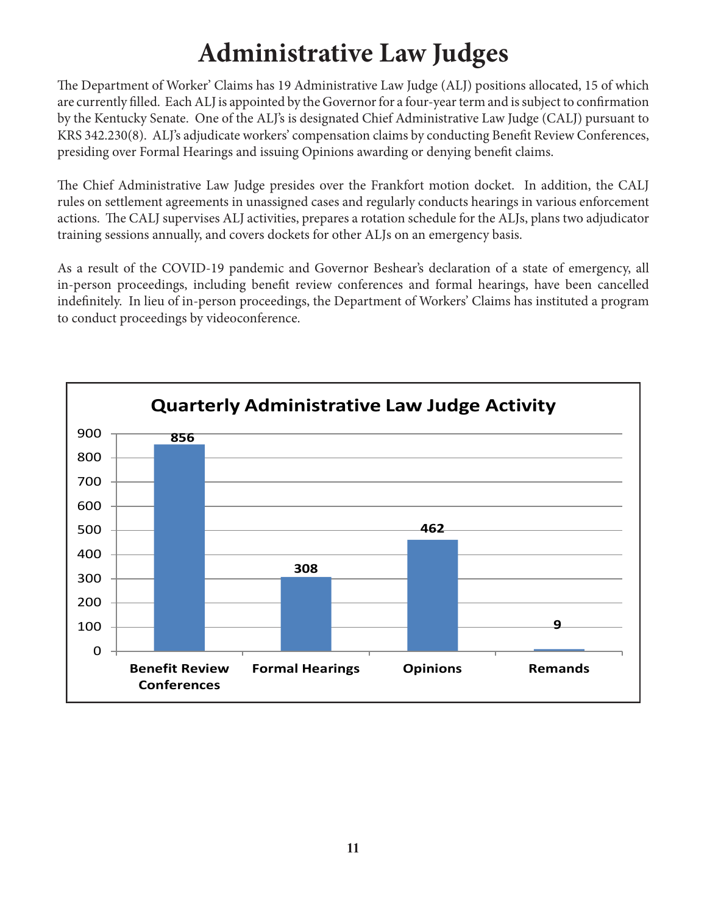# Administrative Law Judges

The Department of Worker' Claims has 19 Administrative Law Judge (ALJ) positions allocated, 15 of which are currently filled. Each ALJ is appointed by the Governor for a four-year term and is subject to confirmation by the Kentucky Senate. One of the ALJ's is designated Chief Administrative Law Judge (CALJ) pursuant to KRS 342.230(8). ALJ's adjudicate workers' compensation claims by conducting Benefit Review Conferences, presiding over Formal Hearings and issuing Opinions awarding or denying benefit claims.

The Chief Administrative Law Judge presides over the Frankfort motion docket. In addition, the CALJ rules on settlement agreements in unassigned cases and regularly conducts hearings in various enforcement actions. The CALJ supervises ALJ activities, prepares a rotation schedule for the ALJs, plans two adjudicator training sessions annually, and covers dockets for other ALJs on an emergency basis.

As a result of the COVID-19 pandemic and Governor Beshear's declaration of a state of emergency, all in-person proceedings, including benefit review conferences and formal hearings, have been cancelled indefinitely. In lieu of in-person proceedings, the Department of Workers' Claims has instituted a program to conduct proceedings by videoconference.

**Quarterly Administrative Law Judge Activity**

| Activity | Count |
|---|---|
| Benefit Review Conferences | 856 |
| Formal Hearings | 308 |
| Opinions | 462 |
| Remands | 9 |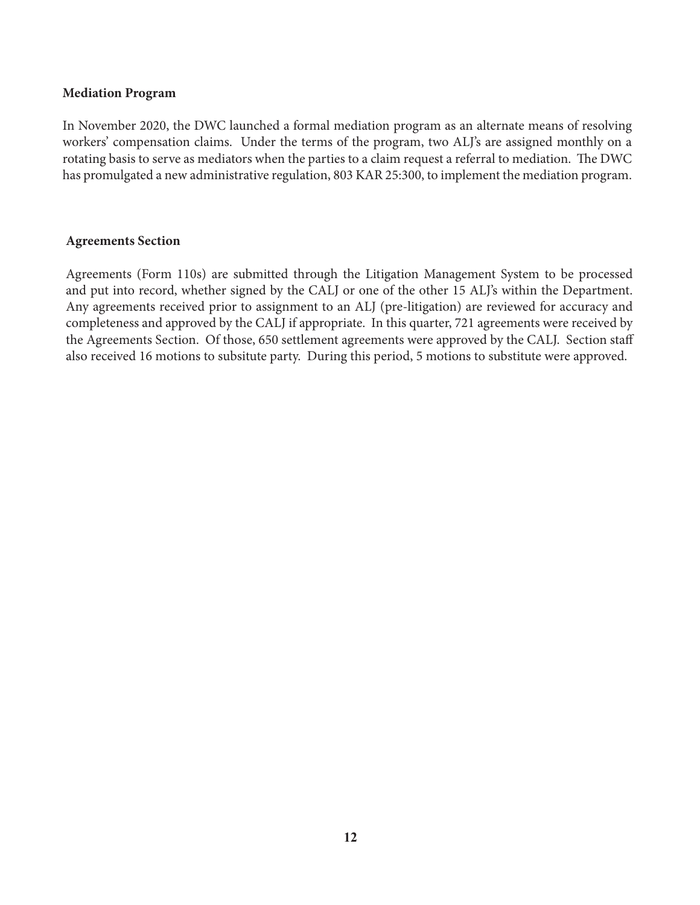## Mediation Program

In November 2020, the DWC launched a formal mediation program as an alternate means of resolving workers' compensation claims. Under the terms of the program, two ALJ's are assigned monthly on a rotating basis to serve as mediators when the parties to a claim request a referral to mediation. The DWC has promulgated a new administrative regulation, 803 KAR 25:300, to implement the mediation program.

## Agreements Section

Agreements (Form 110s) are submitted through the Litigation Management System to be processed and put into record, whether signed by the CALJ or one of the other 15 ALJ's within the Department. Any agreements received prior to assignment to an ALJ (pre-litigation) are reviewed for accuracy and completeness and approved by the CALJ if appropriate. In this quarter, 721 agreements were received by the Agreements Section. Of those, 650 settlement agreements were approved by the CALJ. Section staff also received 16 motions to subsitute party. During this period, 5 motions to substitute were approved.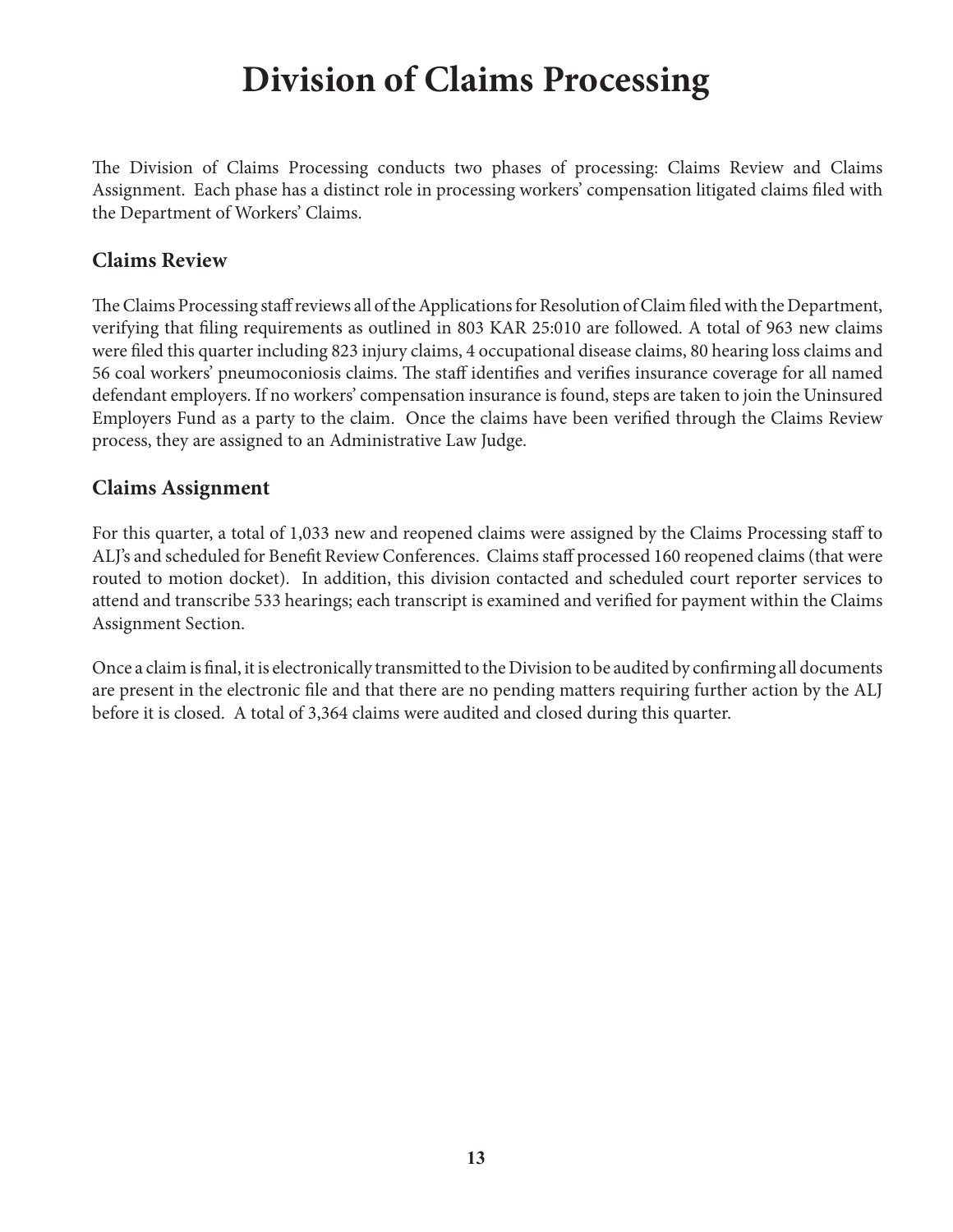# Division of Claims Processing

The Division of Claims Processing conducts two phases of processing: Claims Review and Claims Assignment. Each phase has a distinct role in processing workers' compensation litigated claims filed with the Department of Workers' Claims.

## Claims Review

The Claims Processing staff reviews all of the Applications for Resolution of Claim filed with the Department, verifying that filing requirements as outlined in 803 KAR 25:010 are followed. A total of 963 new claims were filed this quarter including 823 injury claims, 4 occupational disease claims, 80 hearing loss claims and 56 coal workers' pneumoconiosis claims. The staff identifies and verifies insurance coverage for all named defendant employers. If no workers' compensation insurance is found, steps are taken to join the Uninsured Employers Fund as a party to the claim. Once the claims have been verified through the Claims Review process, they are assigned to an Administrative Law Judge.

## Claims Assignment

For this quarter, a total of 1,033 new and reopened claims were assigned by the Claims Processing staff to ALJ's and scheduled for Benefit Review Conferences. Claims staff processed 160 reopened claims (that were routed to motion docket). In addition, this division contacted and scheduled court reporter services to attend and transcribe 533 hearings; each transcript is examined and verified for payment within the Claims Assignment Section.

Once a claim is final, it is electronically transmitted to the Division to be audited by confirming all documents are present in the electronic file and that there are no pending matters requiring further action by the ALJ before it is closed. A total of 3,364 claims were audited and closed during this quarter.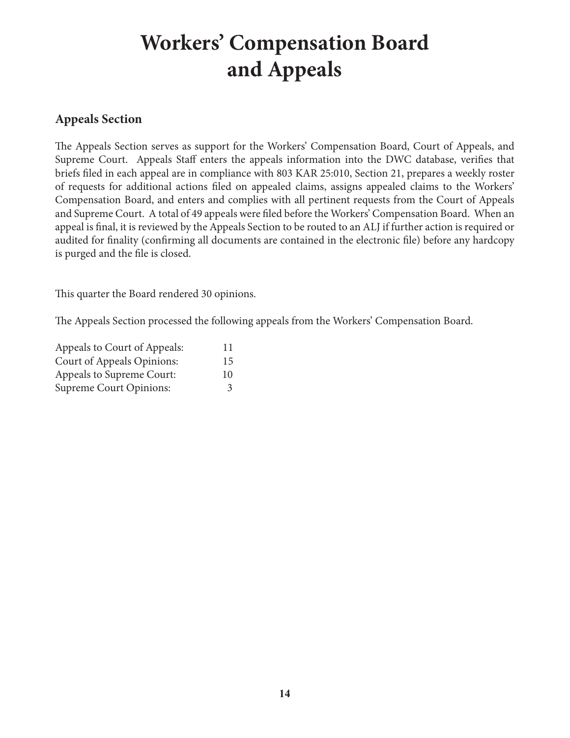# Workers' Compensation Board and Appeals

## Appeals Section

The Appeals Section serves as support for the Workers' Compensation Board, Court of Appeals, and Supreme Court. Appeals Staff enters the appeals information into the DWC database, verifies that briefs filed in each appeal are in compliance with 803 KAR 25:010, Section 21, prepares a weekly roster of requests for additional actions filed on appealed claims, assigns appealed claims to the Workers' Compensation Board, and enters and complies with all pertinent requests from the Court of Appeals and Supreme Court. A total of 49 appeals were filed before the Workers' Compensation Board. When an appeal is final, it is reviewed by the Appeals Section to be routed to an ALJ if further action is required or audited for finality (confirming all documents are contained in the electronic file) before any hardcopy is purged and the file is closed.

This quarter the Board rendered 30 opinions.

The Appeals Section processed the following appeals from the Workers' Compensation Board.

| | |
|---|---|
| Appeals to Court of Appeals: | 11 |
| Court of Appeals Opinions: | 15 |
| Appeals to Supreme Court: | 10 |
| Supreme Court Opinions: | 3 |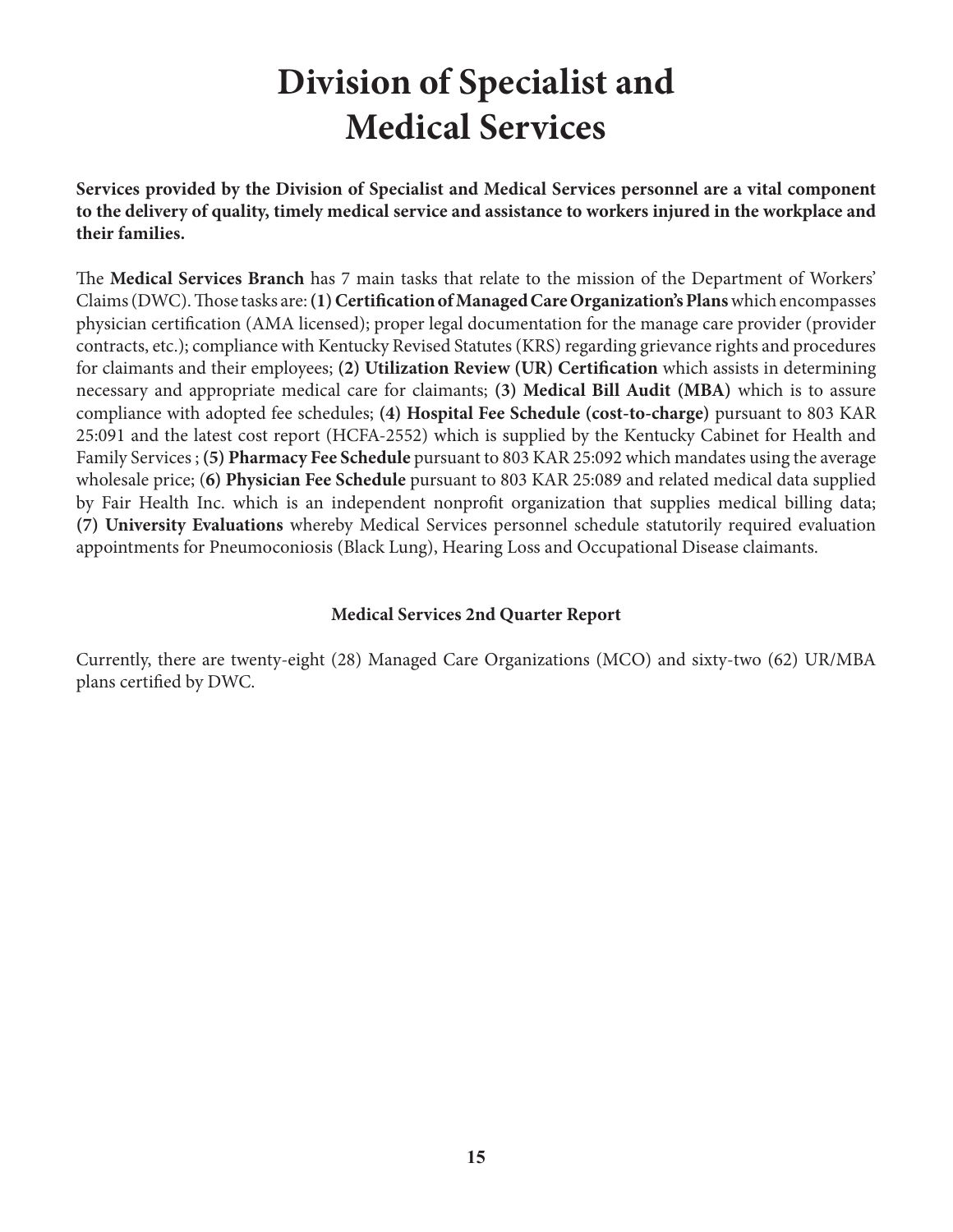# Division of Specialist and Medical Services

**Services provided by the Division of Specialist and Medical Services personnel are a vital component to the delivery of quality, timely medical service and assistance to workers injured in the workplace and their families.**

The **Medical Services Branch** has 7 main tasks that relate to the mission of the Department of Workers' Claims (DWC). Those tasks are: **(1) Certification of Managed Care Organization's Plans** which encompasses physician certification (AMA licensed); proper legal documentation for the manage care provider (provider contracts, etc.); compliance with Kentucky Revised Statutes (KRS) regarding grievance rights and procedures for claimants and their employees; **(2) Utilization Review (UR) Certification** which assists in determining necessary and appropriate medical care for claimants; **(3) Medical Bill Audit (MBA)** which is to assure compliance with adopted fee schedules; **(4) Hospital Fee Schedule (cost-to-charge)** pursuant to 803 KAR 25:091 and the latest cost report (HCFA-2552) which is supplied by the Kentucky Cabinet for Health and Family Services ; **(5) Pharmacy Fee Schedule** pursuant to 803 KAR 25:092 which mandates using the average wholesale price; (**6) Physician Fee Schedule** pursuant to 803 KAR 25:089 and related medical data supplied by Fair Health Inc. which is an independent nonprofit organization that supplies medical billing data; **(7) University Evaluations** whereby Medical Services personnel schedule statutorily required evaluation appointments for Pneumoconiosis (Black Lung), Hearing Loss and Occupational Disease claimants.

### Medical Services 2nd Quarter Report

Currently, there are twenty-eight (28) Managed Care Organizations (MCO) and sixty-two (62) UR/MBA plans certified by DWC.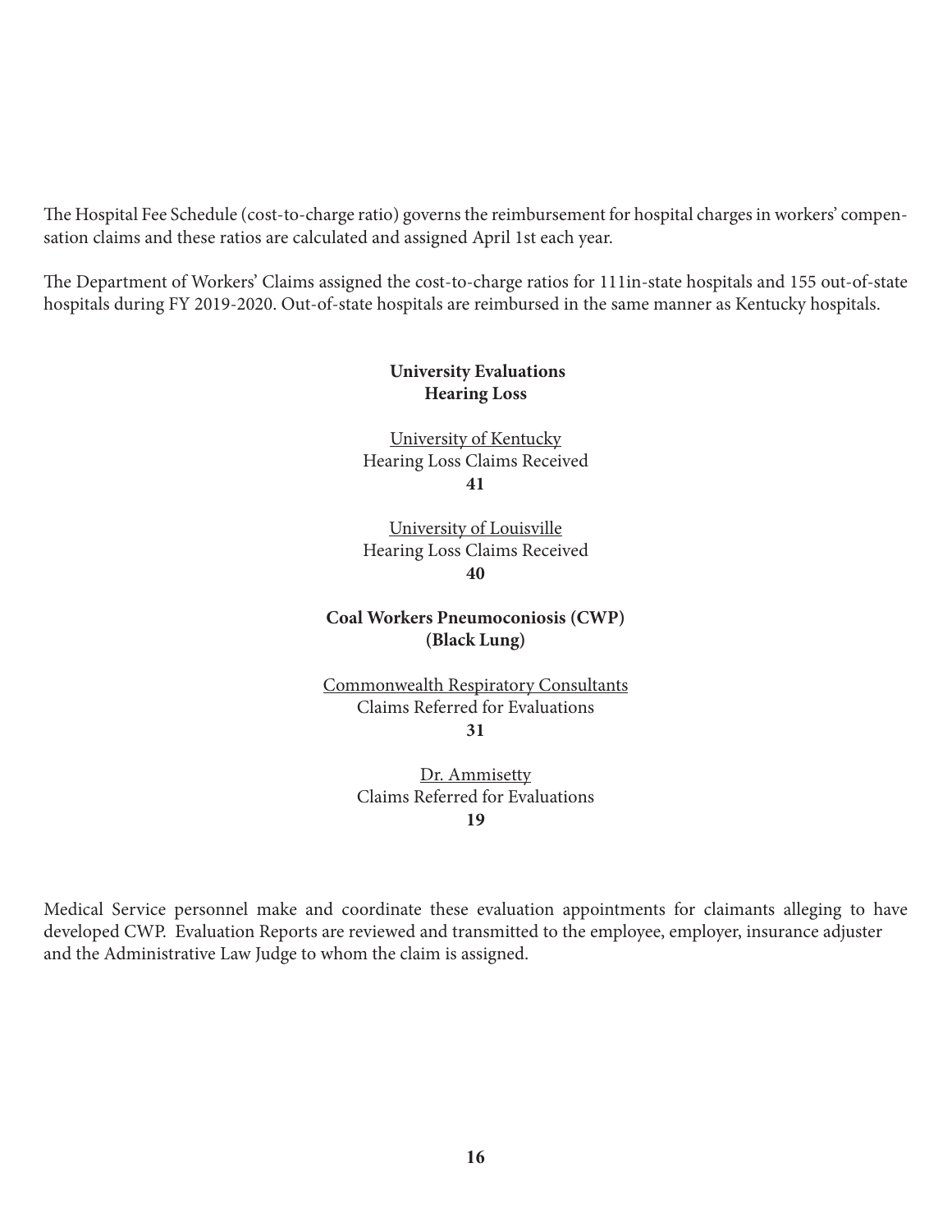The Hospital Fee Schedule (cost-to-charge ratio) governs the reimbursement for hospital charges in workers' compensation claims and these ratios are calculated and assigned April 1st each year.

The Department of Workers' Claims assigned the cost-to-charge ratios for 111in-state hospitals and 155 out-of-state hospitals during FY 2019-2020. Out-of-state hospitals are reimbursed in the same manner as Kentucky hospitals.

**University Evaluations**
**Hearing Loss**

University of Kentucky
Hearing Loss Claims Received
**41**

University of Louisville
Hearing Loss Claims Received
**40**

**Coal Workers Pneumoconiosis (CWP)**
**(Black Lung)**

Commonwealth Respiratory Consultants
Claims Referred for Evaluations
**31**

Dr. Ammisetty
Claims Referred for Evaluations
**19**

Medical Service personnel make and coordinate these evaluation appointments for claimants alleging to have developed CWP. Evaluation Reports are reviewed and transmitted to the employee, employer, insurance adjuster and the Administrative Law Judge to whom the claim is assigned.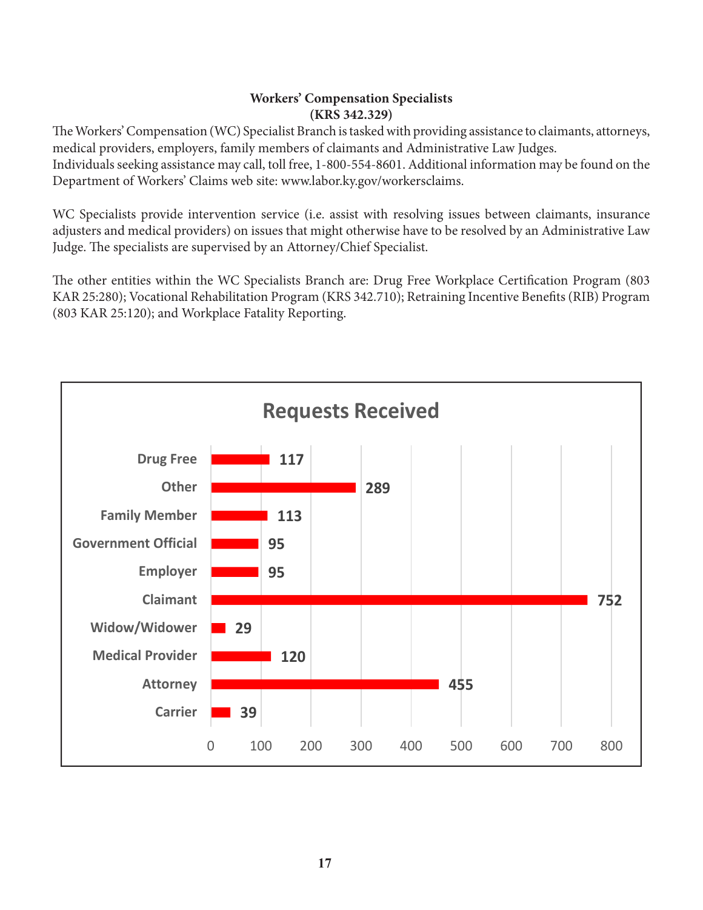## Workers' Compensation Specialists
## (KRS 342.329)

The Workers' Compensation (WC) Specialist Branch is tasked with providing assistance to claimants, attorneys, medical providers, employers, family members of claimants and Administrative Law Judges.
Individuals seeking assistance may call, toll free, 1-800-554-8601. Additional information may be found on the Department of Workers' Claims web site: www.labor.ky.gov/workersclaims.

WC Specialists provide intervention service (i.e. assist with resolving issues between claimants, insurance adjusters and medical providers) on issues that might otherwise have to be resolved by an Administrative Law Judge. The specialists are supervised by an Attorney/Chief Specialist.

The other entities within the WC Specialists Branch are: Drug Free Workplace Certification Program (803 KAR 25:280); Vocational Rehabilitation Program (KRS 342.710); Retraining Incentive Benefits (RIB) Program (803 KAR 25:120); and Workplace Fatality Reporting.

**Requests Received**

| Requester | Requests |
|---|---|
| Drug Free | 117 |
| Other | 289 |
| Family Member | 113 |
| Government Official | 95 |
| Employer | 95 |
| Claimant | 752 |
| Widow/Widower | 29 |
| Medical Provider | 120 |
| Attorney | 455 |
| Carrier | 39 |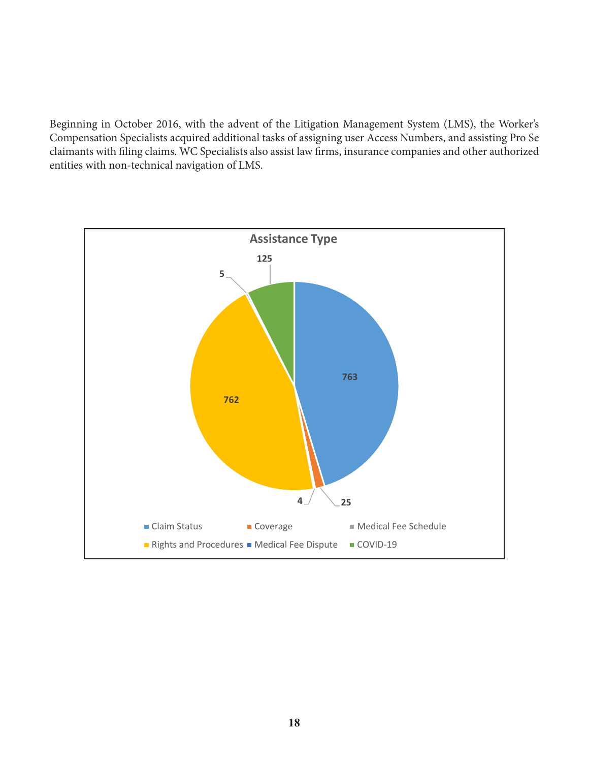Beginning in October 2016, with the advent of the Litigation Management System (LMS), the Worker's Compensation Specialists acquired additional tasks of assigning user Access Numbers, and assisting Pro Se claimants with filing claims. WC Specialists also assist law firms, insurance companies and other authorized entities with non-technical navigation of LMS.

**Assistance Type**

| Assistance Type | Count |
|---|---|
| Claim Status | 763 |
| Coverage | 25 |
| Medical Fee Schedule | 4 |
| Rights and Procedures | 762 |
| Medical Fee Dispute | 5 |
| COVID-19 | 125 |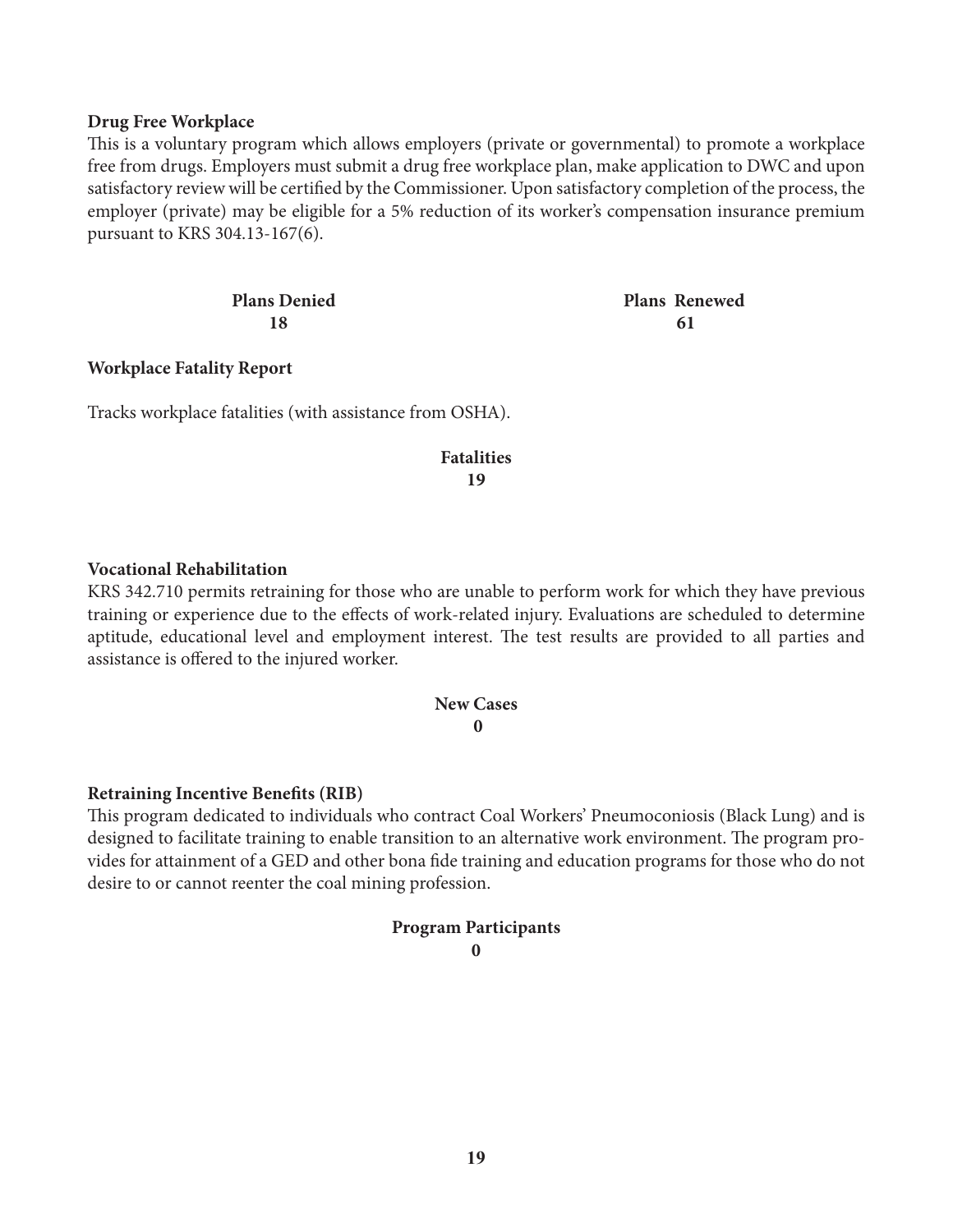## Drug Free Workplace

This is a voluntary program which allows employers (private or governmental) to promote a workplace free from drugs. Employers must submit a drug free workplace plan, make application to DWC and upon satisfactory review will be certified by the Commissioner. Upon satisfactory completion of the process, the employer (private) may be eligible for a 5% reduction of its worker's compensation insurance premium pursuant to KRS 304.13-167(6).

| Plans Denied | Plans Renewed |
| --- | --- |
| 18 | 61 |

## Workplace Fatality Report

Tracks workplace fatalities (with assistance from OSHA).

| Fatalities |
| --- |
| 19 |

## Vocational Rehabilitation

KRS 342.710 permits retraining for those who are unable to perform work for which they have previous training or experience due to the effects of work-related injury. Evaluations are scheduled to determine aptitude, educational level and employment interest. The test results are provided to all parties and assistance is offered to the injured worker.

| New Cases |
| --- |
| 0 |

## Retraining Incentive Benefits (RIB)

This program dedicated to individuals who contract Coal Workers' Pneumoconiosis (Black Lung) and is designed to facilitate training to enable transition to an alternative work environment. The program provides for attainment of a GED and other bona fide training and education programs for those who do not desire to or cannot reenter the coal mining profession.

| Program Participants |
| --- |
| 0 |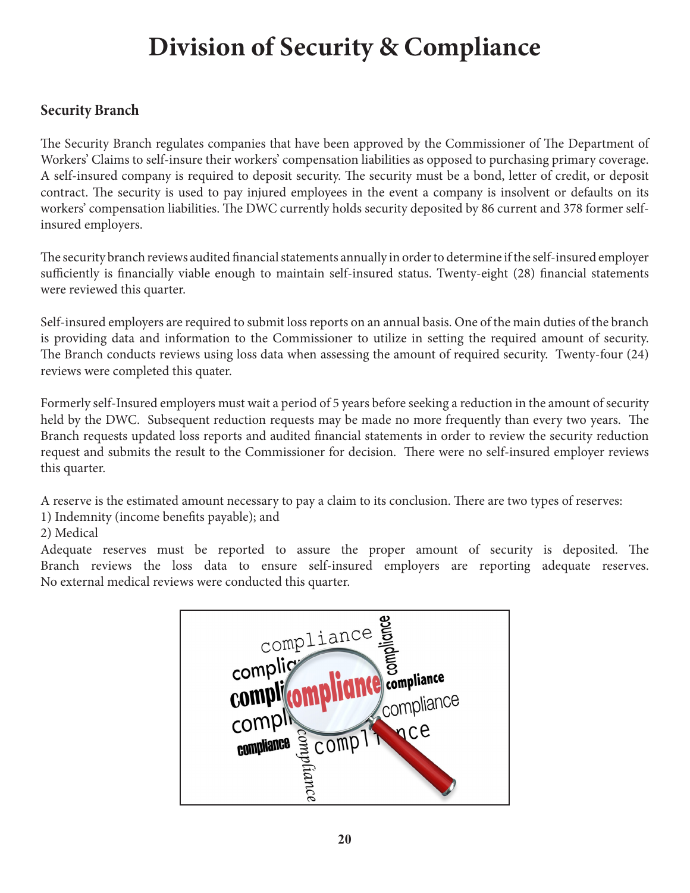# Division of Security & Compliance

## Security Branch

The Security Branch regulates companies that have been approved by the Commissioner of The Department of Workers' Claims to self-insure their workers' compensation liabilities as opposed to purchasing primary coverage. A self-insured company is required to deposit security. The security must be a bond, letter of credit, or deposit contract. The security is used to pay injured employees in the event a company is insolvent or defaults on its workers' compensation liabilities. The DWC currently holds security deposited by 86 current and 378 former self-insured employers.

The security branch reviews audited financial statements annually in order to determine if the self-insured employer sufficiently is financially viable enough to maintain self-insured status. Twenty-eight (28) financial statements were reviewed this quarter.

Self-insured employers are required to submit loss reports on an annual basis. One of the main duties of the branch is providing data and information to the Commissioner to utilize in setting the required amount of security. The Branch conducts reviews using loss data when assessing the amount of required security. Twenty-four (24) reviews were completed this quater.

Formerly self-Insured employers must wait a period of 5 years before seeking a reduction in the amount of security held by the DWC. Subsequent reduction requests may be made no more frequently than every two years. The Branch requests updated loss reports and audited financial statements in order to review the security reduction request and submits the result to the Commissioner for decision. There were no self-insured employer reviews this quarter.

A reserve is the estimated amount necessary to pay a claim to its conclusion. There are two types of reserves:

1) Indemnity (income benefits payable); and
2) Medical

Adequate reserves must be reported to assure the proper amount of security is deposited. The Branch reviews the loss data to ensure self-insured employers are reporting adequate reserves. No external medical reviews were conducted this quarter.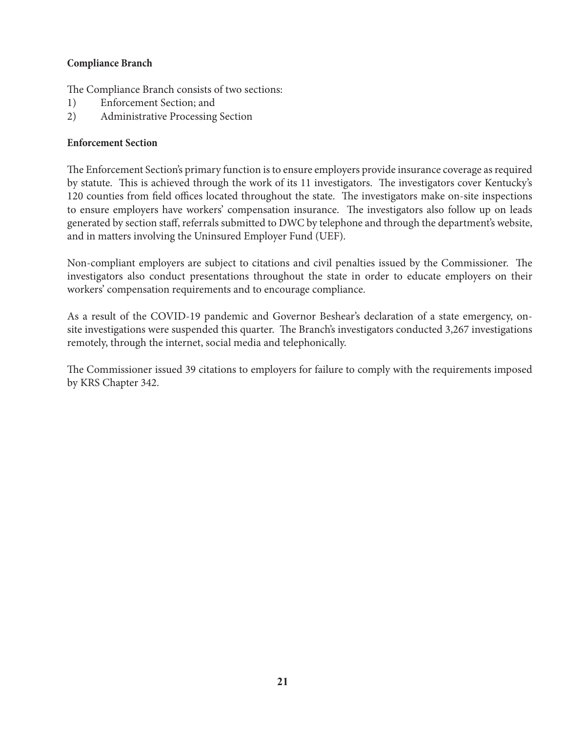**Compliance Branch**

The Compliance Branch consists of two sections:

1) Enforcement Section; and
2) Administrative Processing Section

**Enforcement Section**

The Enforcement Section's primary function is to ensure employers provide insurance coverage as required by statute. This is achieved through the work of its 11 investigators. The investigators cover Kentucky's 120 counties from field offices located throughout the state. The investigators make on-site inspections to ensure employers have workers' compensation insurance. The investigators also follow up on leads generated by section staff, referrals submitted to DWC by telephone and through the department's website, and in matters involving the Uninsured Employer Fund (UEF).

Non-compliant employers are subject to citations and civil penalties issued by the Commissioner. The investigators also conduct presentations throughout the state in order to educate employers on their workers' compensation requirements and to encourage compliance.

As a result of the COVID-19 pandemic and Governor Beshear's declaration of a state emergency, on-site investigations were suspended this quarter. The Branch's investigators conducted 3,267 investigations remotely, through the internet, social media and telephonically.

The Commissioner issued 39 citations to employers for failure to comply with the requirements imposed by KRS Chapter 342.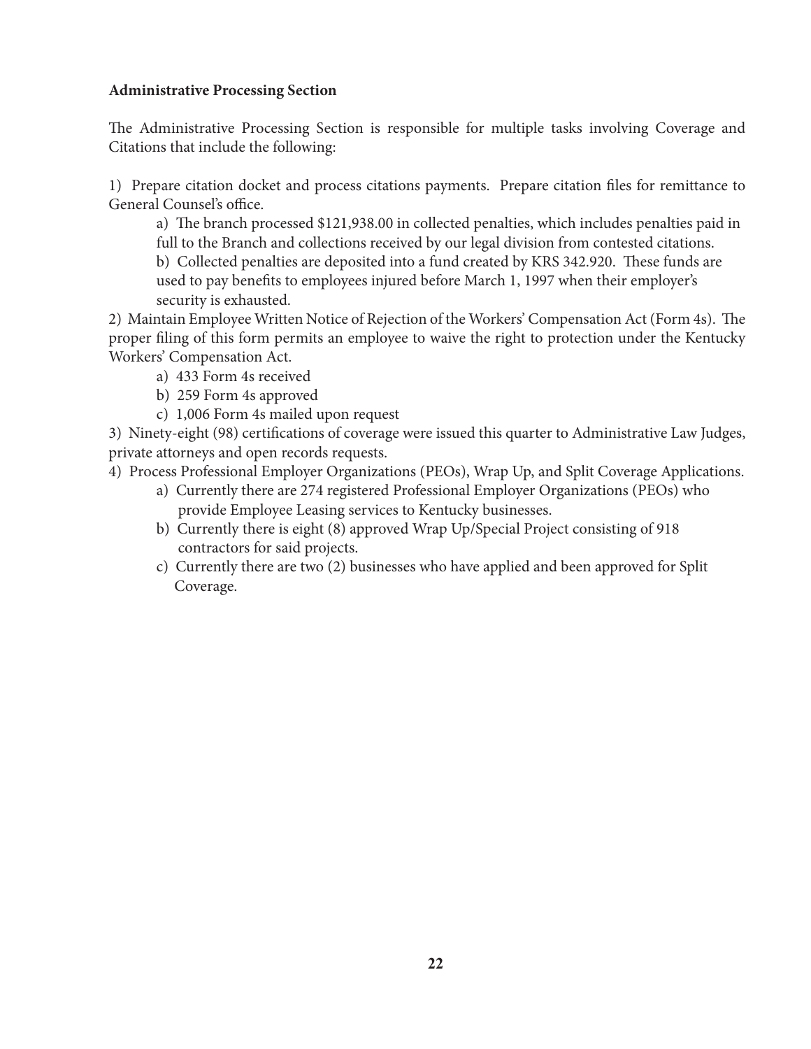**Administrative Processing Section**

The Administrative Processing Section is responsible for multiple tasks involving Coverage and Citations that include the following:

1) Prepare citation docket and process citations payments. Prepare citation files for remittance to General Counsel's office.

   a) The branch processed $121,938.00 in collected penalties, which includes penalties paid in full to the Branch and collections received by our legal division from contested citations.

   b) Collected penalties are deposited into a fund created by KRS 342.920. These funds are used to pay benefits to employees injured before March 1, 1997 when their employer's security is exhausted.

2) Maintain Employee Written Notice of Rejection of the Workers' Compensation Act (Form 4s). The proper filing of this form permits an employee to waive the right to protection under the Kentucky Workers' Compensation Act.

   a) 433 Form 4s received

   b) 259 Form 4s approved

   c) 1,006 Form 4s mailed upon request

3) Ninety-eight (98) certifications of coverage were issued this quarter to Administrative Law Judges, private attorneys and open records requests.

4) Process Professional Employer Organizations (PEOs), Wrap Up, and Split Coverage Applications.

   a) Currently there are 274 registered Professional Employer Organizations (PEOs) who provide Employee Leasing services to Kentucky businesses.

   b) Currently there is eight (8) approved Wrap Up/Special Project consisting of 918 contractors for said projects.

   c) Currently there are two (2) businesses who have applied and been approved for Split Coverage.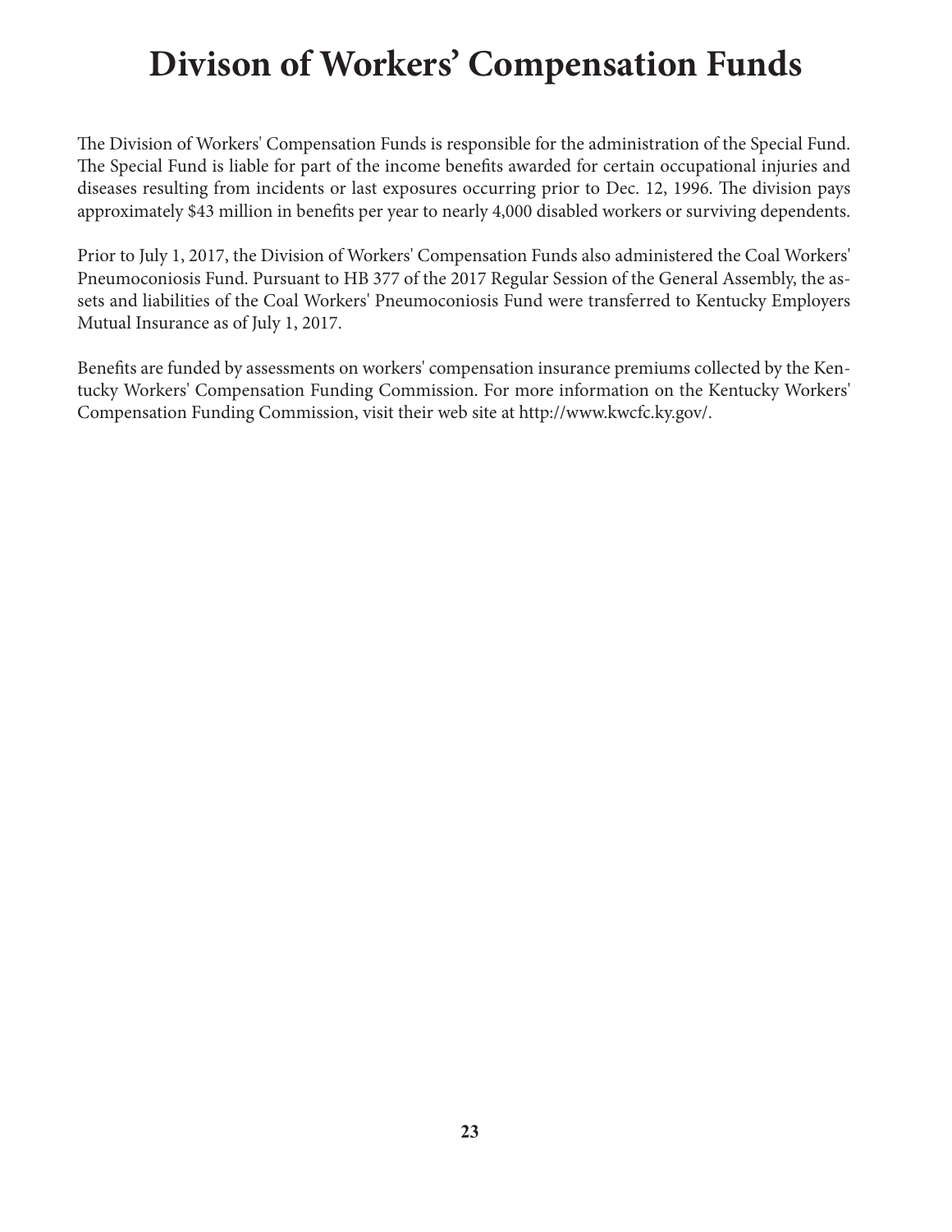# Divison of Workers' Compensation Funds

The Division of Workers' Compensation Funds is responsible for the administration of the Special Fund. The Special Fund is liable for part of the income benefits awarded for certain occupational injuries and diseases resulting from incidents or last exposures occurring prior to Dec. 12, 1996. The division pays approximately $43 million in benefits per year to nearly 4,000 disabled workers or surviving dependents.

Prior to July 1, 2017, the Division of Workers' Compensation Funds also administered the Coal Workers' Pneumoconiosis Fund. Pursuant to HB 377 of the 2017 Regular Session of the General Assembly, the assets and liabilities of the Coal Workers' Pneumoconiosis Fund were transferred to Kentucky Employers Mutual Insurance as of July 1, 2017.

Benefits are funded by assessments on workers' compensation insurance premiums collected by the Kentucky Workers' Compensation Funding Commission. For more information on the Kentucky Workers' Compensation Funding Commission, visit their web site at http://www.kwcfc.ky.gov/.